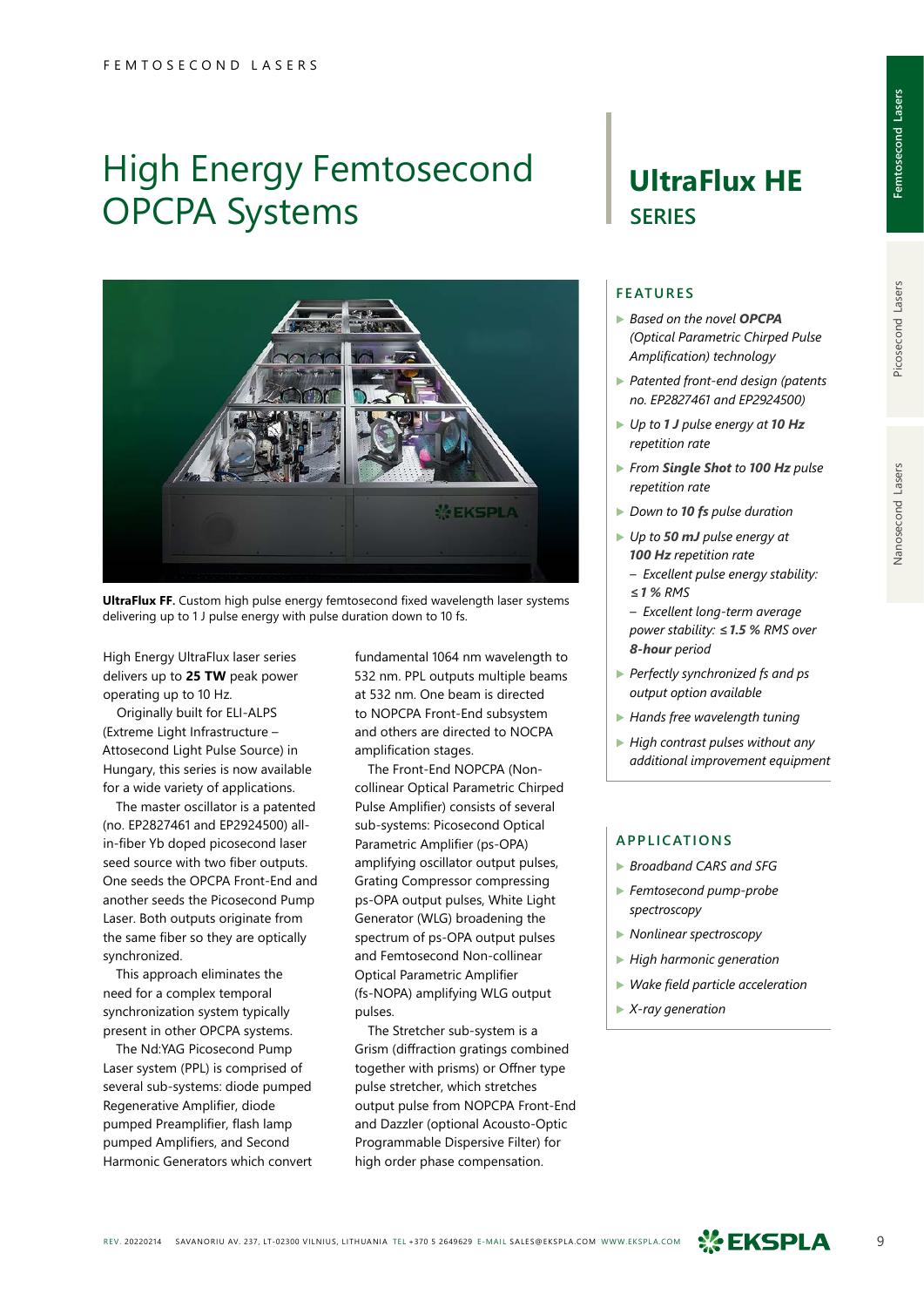# High Energy Femtosecond OPCPA Systems

## UltraFlux HE SERIES

**UltraFlux FF.** Custom high pulse energy femtosecond fixed wavelength laser systems delivering up to 1 J pulse energy with pulse duration down to 10 fs.

High Energy UltraFlux laser series delivers up to **25 TW** peak power operating up to 10 Hz.

Originally built for ELI-ALPS (Extreme Light Infrastructure – Attosecond Light Pulse Source) in Hungary, this series is now available for a wide variety of applications.

The master oscillator is a patented (no. EP2827461 and EP2924500) all-in-fiber Yb doped picosecond laser seed source with two fiber outputs. One seeds the OPCPA Front-End and another seeds the Picosecond Pump Laser. Both outputs originate from the same fiber so they are optically synchronized.

This approach eliminates the need for a complex temporal synchronization system typically present in other OPCPA systems.

The Nd:YAG Picosecond Pump Laser system (PPL) is comprised of several sub-systems: diode pumped Regenerative Amplifier, diode pumped Preamplifier, flash lamp pumped Amplifiers, and Second Harmonic Generators which convert fundamental 1064 nm wavelength to 532 nm. PPL outputs multiple beams at 532 nm. One beam is directed to NOPCPA Front-End subsystem and others are directed to NOCPA amplification stages.

The Front-End NOPCPA (Non-collinear Optical Parametric Chirped Pulse Amplifier) consists of several sub-systems: Picosecond Optical Parametric Amplifier (ps-OPA) amplifying oscillator output pulses, Grating Compressor compressing ps-OPA output pulses, White Light Generator (WLG) broadening the spectrum of ps-OPA output pulses and Femtosecond Non-collinear Optical Parametric Amplifier (fs-NOPA) amplifying WLG output pulses.

The Stretcher sub-system is a Grism (diffraction gratings combined together with prisms) or Offner type pulse stretcher, which stretches output pulse from NOPCPA Front-End and Dazzler (optional Acousto-Optic Programmable Dispersive Filter) for high order phase compensation.

### FEATURES

- *Based on the novel **OPCPA** (Optical Parametric Chirped Pulse Amplification) technology*
- *Patented front-end design (patents no. EP2827461 and EP2924500)*
- *Up to **1 J** pulse energy at **10 Hz** repetition rate*
- *From **Single Shot** to **100 Hz** pulse repetition rate*
- *Down to **10 fs** pulse duration*
- *Up to **50 mJ** pulse energy at **100 Hz** repetition rate*
  - *Excellent pulse energy stability: ≤ 1 % RMS*
  - *Excellent long-term average power stability: ≤ 1.5 % RMS over **8-hour** period*
- *Perfectly synchronized fs and ps output option available*
- *Hands free wavelength tuning*
- *High contrast pulses without any additional improvement equipment*

### APPLICATIONS

- *Broadband CARS and SFG*
- *Femtosecond pump-probe spectroscopy*
- *Nonlinear spectroscopy*
- *High harmonic generation*
- *Wake field particle acceleration*
- *X-ray generation*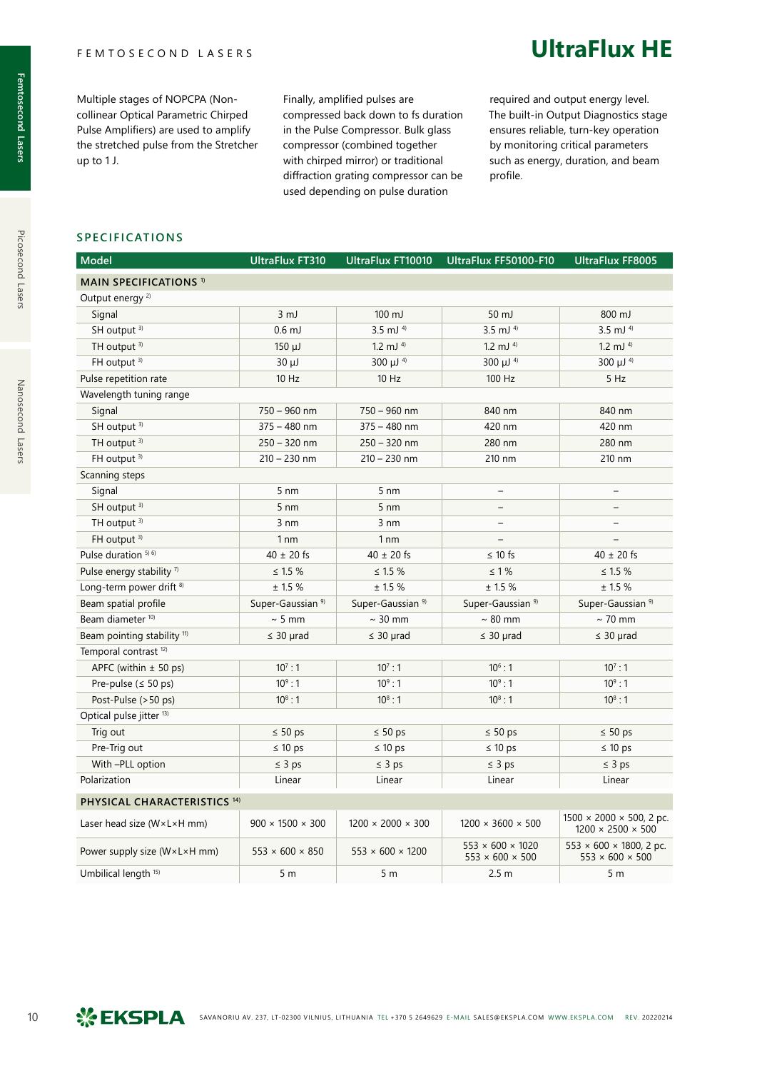Multiple stages of NOPCPA (Non-collinear Optical Parametric Chirped Pulse Amplifiers) are used to amplify the stretched pulse from the Stretcher up to 1 J.

Finally, amplified pulses are compressed back down to fs duration in the Pulse Compressor. Bulk glass compressor (combined together with chirped mirror) or traditional diffraction grating compressor can be used depending on pulse duration required and output energy level. The built-in Output Diagnostics stage ensures reliable, turn-key operation by monitoring critical parameters such as energy, duration, and beam profile.

## SPECIFICATIONS

| Model | UltraFlux FT310 | UltraFlux FT10010 | UltraFlux FF50100-F10 | UltraFlux FF8005 |
|---|---|---|---|---|
| **MAIN SPECIFICATIONS** [1] | | | | |
| Output energy [2] | | | | |
| Signal | 3 mJ | 100 mJ | 50 mJ | 800 mJ |
| SH output [3] | 0.6 mJ | 3.5 mJ [4] | 3.5 mJ [4] | 3.5 mJ [4] |
| TH output [3] | 150 µJ | 1.2 mJ [4] | 1.2 mJ [4] | 1.2 mJ [4] |
| FH output [3] | 30 µJ | 300 µJ [4] | 300 µJ [4] | 300 µJ [4] |
| Pulse repetition rate | 10 Hz | 10 Hz | 100 Hz | 5 Hz |
| Wavelength tuning range | | | | |
| Signal | 750 – 960 nm | 750 – 960 nm | 840 nm | 840 nm |
| SH output [3] | 375 – 480 nm | 375 – 480 nm | 420 nm | 420 nm |
| TH output [3] | 250 – 320 nm | 250 – 320 nm | 280 nm | 280 nm |
| FH output [3] | 210 – 230 nm | 210 – 230 nm | 210 nm | 210 nm |
| Scanning steps | | | | |
| Signal | 5 nm | 5 nm | – | – |
| SH output [3] | 5 nm | 5 nm | – | – |
| TH output [3] | 3 nm | 3 nm | – | – |
| FH output [3] | 1 nm | 1 nm | – | – |
| Pulse duration [5] [6] | 40 ± 20 fs | 40 ± 20 fs | ≤ 10 fs | 40 ± 20 fs |
| Pulse energy stability [7] | ≤ 1.5 % | ≤ 1.5 % | ≤ 1 % | ≤ 1.5 % |
| Long-term power drift [8] | ± 1.5 % | ± 1.5 % | ± 1.5 % | ± 1.5 % |
| Beam spatial profile | Super-Gaussian [9] | Super-Gaussian [9] | Super-Gaussian [9] | Super-Gaussian [9] |
| Beam diameter [10] | ~ 5 mm | ~ 30 mm | ~ 80 mm | ~ 70 mm |
| Beam pointing stability [11] | ≤ 30 µrad | ≤ 30 µrad | ≤ 30 µrad | ≤ 30 µrad |
| Temporal contrast [12] | | | | |
| APFC (within ± 50 ps) | $10^7 : 1$ | $10^7 : 1$ | $10^6 : 1$ | $10^7 : 1$ |
| Pre-pulse (≤ 50 ps) | $10^9 : 1$ | $10^9 : 1$ | $10^9 : 1$ | $10^9 : 1$ |
| Post-Pulse (>50 ps) | $10^8 : 1$ | $10^8 : 1$ | $10^8 : 1$ | $10^8 : 1$ |
| Optical pulse jitter [13] | | | | |
| Trig out | ≤ 50 ps | ≤ 50 ps | ≤ 50 ps | ≤ 50 ps |
| Pre-Trig out | ≤ 10 ps | ≤ 10 ps | ≤ 10 ps | ≤ 10 ps |
| With –PLL option | ≤ 3 ps | ≤ 3 ps | ≤ 3 ps | ≤ 3 ps |
| Polarization | Linear | Linear | Linear | Linear |
| **PHYSICAL CHARACTERISTICS** [14] | | | | |
| Laser head size (W×L×H mm) | 900 × 1500 × 300 | 1200 × 2000 × 300 | 1200 × 3600 × 500 | 1500 × 2000 × 500, 2 pc.<br>1200 × 2500 × 500 |
| Power supply size (W×L×H mm) | 553 × 600 × 850 | 553 × 600 × 1200 | 553 × 600 × 1020<br>553 × 600 × 500 | 553 × 600 × 1800, 2 pc.<br>553 × 600 × 500 |
| Umbilical length [15] | 5 m | 5 m | 2.5 m | 5 m |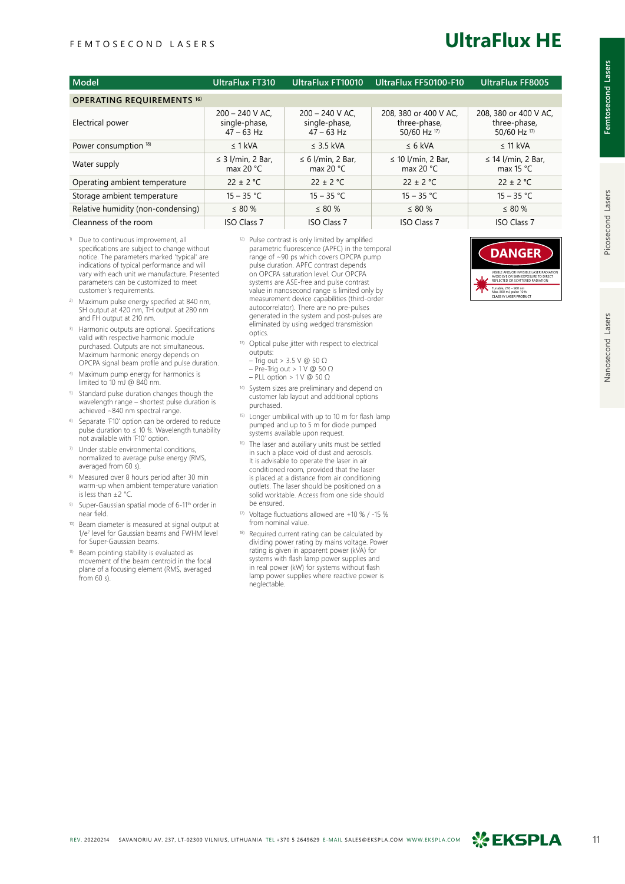# UltraFlux HE

| Model | UltraFlux FT310 | UltraFlux FT10010 | UltraFlux FF50100-F10 | UltraFlux FF8005 |
|---|---|---|---|---|
| **OPERATING REQUIREMENTS** [16] | | | | |
| Electrical power | 200 – 240 V AC, single-phase, 47 – 63 Hz | 200 – 240 V AC, single-phase, 47 – 63 Hz | 208, 380 or 400 V AC, three-phase, 50/60 Hz [17] | 208, 380 or 400 V AC, three-phase, 50/60 Hz [17] |
| Power consumption [18] | ≤ 1 kVA | ≤ 3.5 kVA | ≤ 6 kVA | ≤ 11 kVA |
| Water supply | ≤ 3 l/min, 2 Bar, max 20 °C | ≤ 6 l/min, 2 Bar, max 20 °C | ≤ 10 l/min, 2 Bar, max 20 °C | ≤ 14 l/min, 2 Bar, max 15 °C |
| Operating ambient temperature | 22 ± 2 °C | 22 ± 2 °C | 22 ± 2 °C | 22 ± 2 °C |
| Storage ambient temperature | 15 – 35 °C | 15 – 35 °C | 15 – 35 °C | 15 – 35 °C |
| Relative humidity (non-condensing) | ≤ 80 % | ≤ 80 % | ≤ 80 % | ≤ 80 % |
| Cleanness of the room | ISO Class 7 | ISO Class 7 | ISO Class 7 | ISO Class 7 |

1) Due to continuous improvement, all specifications are subject to change without notice. The parameters marked 'typical' are indications of typical performance and will vary with each unit we manufacture. Presented parameters can be customized to meet customer's requirements.

2) Maximum pulse energy specified at 840 nm, SH output at 420 nm, TH output at 280 nm and FH output at 210 nm.

3) Harmonic outputs are optional. Specifications valid with respective harmonic module purchased. Outputs are not simultaneous. Maximum harmonic energy depends on OPCPA signal beam profile and pulse duration.

4) Maximum pump energy for harmonics is limited to 10 mJ @ 840 nm.

5) Standard pulse duration changes though the wavelength range – shortest pulse duration is achieved ~840 nm spectral range.

6) Separate 'F10' option can be ordered to reduce pulse duration to ≤ 10 fs. Wavelength tunability not available with 'F10' option.

7) Under stable environmental conditions, normalized to average pulse energy (RMS, averaged from 60 s).

8) Measured over 8 hours period after 30 min warm-up when ambient temperature variation is less than ±2 °C.

9) Super-Gaussian spatial mode of 6-11th order in near field.

10) Beam diameter is measured at signal output at $1/e^2$ level for Gaussian beams and FWHM level for Super-Gaussian beams.

11) Beam pointing stability is evaluated as movement of the beam centroid in the focal plane of a focusing element (RMS, averaged from 60 s).

12) Pulse contrast is only limited by amplified parametric fluorescence (APFC) in the temporal range of ~90 ps which covers OPCPA pump pulse duration. APFC contrast depends on OPCPA saturation level. Our OPCPA systems are ASE-free and pulse contrast value in nanosecond range is limited only by measurement device capabilities (third-order autocorrelator). There are no pre-pulses generated in the system and post-pulses are eliminated by using wedged transmission optics.

13) Optical pulse jitter with respect to electrical outputs:
– Trig out > 3.5 V @ 50 Ω
– Pre-Trig out > 1 V @ 50 Ω
– PLL option > 1 V @ 50 Ω

14) System sizes are preliminary and depend on customer lab layout and additional options purchased.

15) Longer umbilical with up to 10 m for flash lamp pumped and up to 5 m for diode pumped systems available upon request.

16) The laser and auxiliary units must be settled in such a place void of dust and aerosols. It is advisable to operate the laser in air conditioned room, provided that the laser is placed at a distance from air conditioning outlets. The laser should be positioned on a solid worktable. Access from one side should be ensured.

17) Voltage fluctuations allowed are +10 % / -15 % from nominal value.

18) Required current rating can be calculated by dividing power rating by mains voltage. Power rating is given in apparent power (kVA) for systems with flash lamp power supplies and in real power (kW) for systems without flash lamp power supplies where reactive power is neglectable.

DANGER
VISIBLE AND/OR INVISIBLE LASER RADIATION
AVOID EYE OR SKIN EXPOSURE TO DIRECT REFLECTED OR SCATTERED RADIATION
Tunable, 210 – 960 nm
Max. 800 mJ, pulse 10 fs
CLASS IV LASER PRODUCT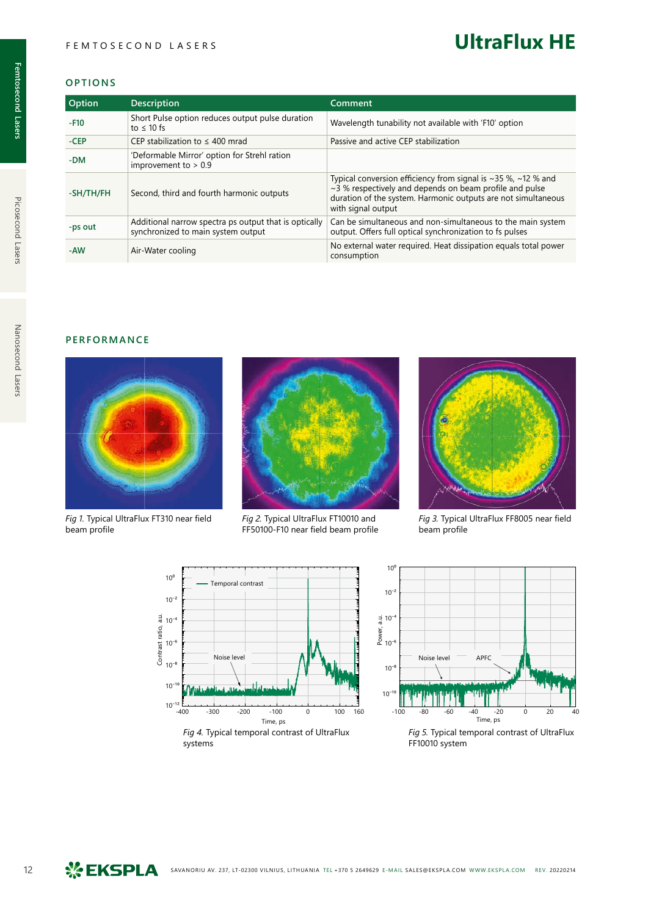# UltraFlux HE

## OPTIONS

| Option | Description | Comment |
|---|---|---|
| -F10 | Short Pulse option reduces output pulse duration to ≤ 10 fs | Wavelength tunability not available with 'F10' option |
| -CEP | CEP stabilization to ≤ 400 mrad | Passive and active CEP stabilization |
| -DM | 'Deformable Mirror' option for Strehl ration improvement to > 0.9 | |
| -SH/TH/FH | Second, third and fourth harmonic outputs | Typical conversion efficiency from signal is ~35 %, ~12 % and ~3 % respectively and depends on beam profile and pulse duration of the system. Harmonic outputs are not simultaneous with signal output |
| -ps out | Additional narrow spectra ps output that is optically synchronized to main system output | Can be simultaneous and non-simultaneous to the main system output. Offers full optical synchronization to fs pulses |
| -AW | Air-Water cooling | No external water required. Heat dissipation equals total power consumption |

## PERFORMANCE

*Fig 1.* Typical UltraFlux FT310 near field beam profile

*Fig 2.* Typical UltraFlux FT10010 and FF50100-F10 near field beam profile

*Fig 3.* Typical UltraFlux FF8005 near field beam profile

*Fig 4.* Typical temporal contrast of UltraFlux systems

*Fig 5.* Typical temporal contrast of UltraFlux FF10010 system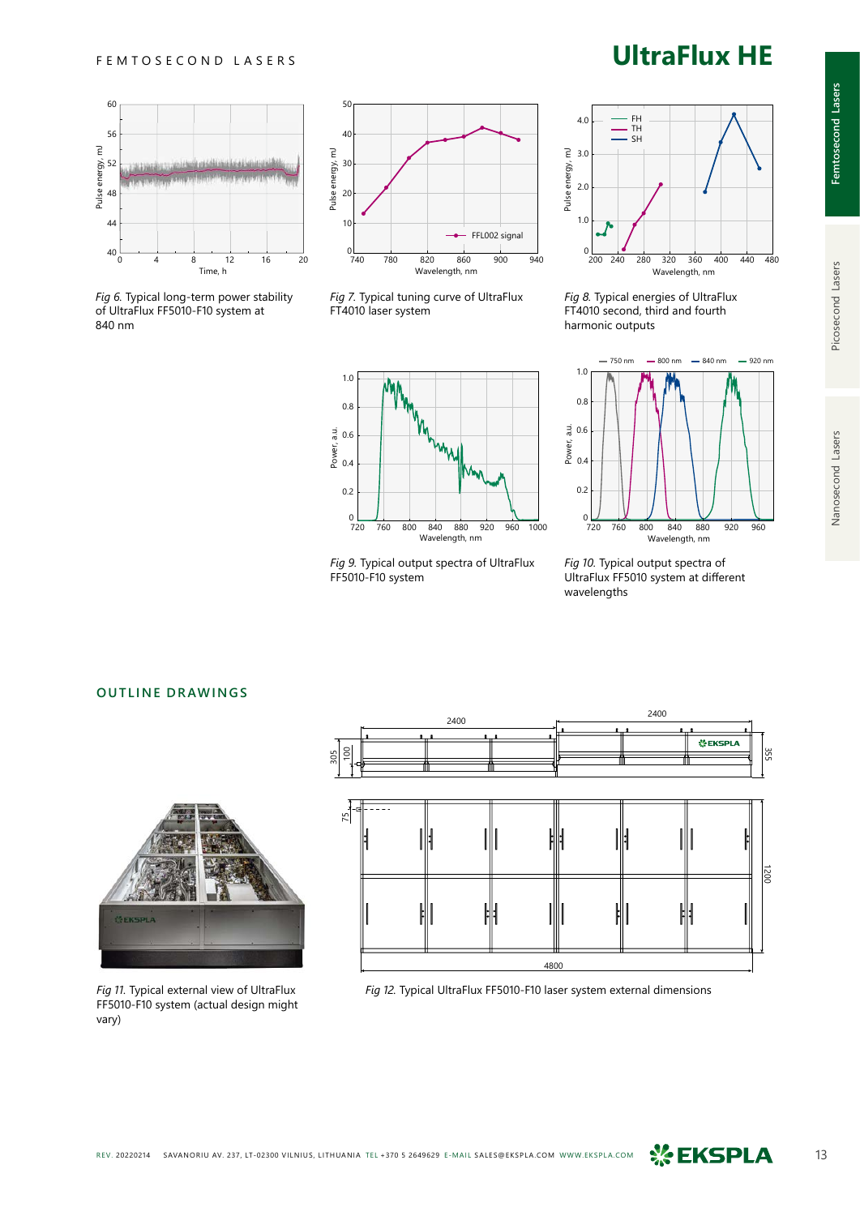# UltraFlux HE

*Fig 6.* Typical long-term power stability of UltraFlux FF5010-F10 system at 840 nm

*Fig 7.* Typical tuning curve of UltraFlux FT4010 laser system

*Fig 8.* Typical energies of UltraFlux FT4010 second, third and fourth harmonic outputs

*Fig 9.* Typical output spectra of UltraFlux FF5010-F10 system

*Fig 10.* Typical output spectra of UltraFlux FF5010 system at different wavelengths

## OUTLINE DRAWINGS

*Fig 11.* Typical external view of UltraFlux FF5010-F10 system (actual design might vary)

*Fig 12.* Typical UltraFlux FF5010-F10 laser system external dimensions

REV. 20220214 SAVANORIU AV. 237, LT-02300 VILNIUS, LITHUANIA TEL +370 5 2649629 E-MAIL SALES@EKSPLA.COM WWW.EKSPLA.COM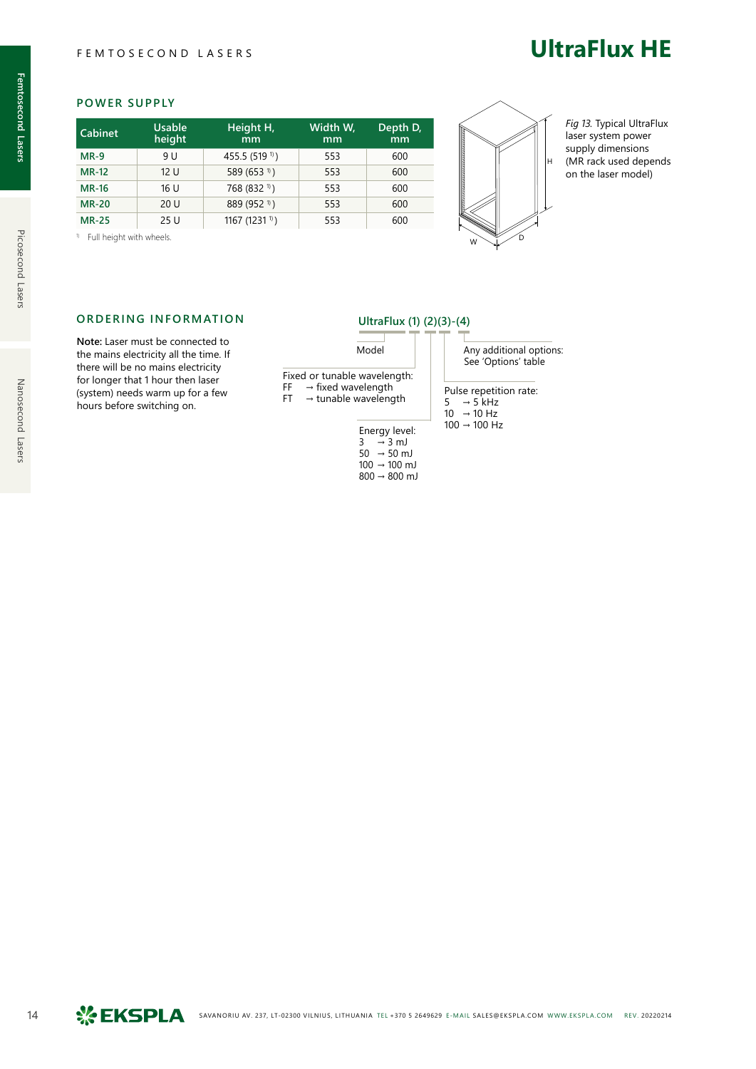# UltraFlux HE

## POWER SUPPLY

| Cabinet | Usable height | Height H, mm | Width W, mm | Depth D, mm |
|---|---|---|---|---|
| MR-9 | 9 U | 455.5 (519 [1]) | 553 | 600 |
| MR-12 | 12 U | 589 (653 [1]) | 553 | 600 |
| MR-16 | 16 U | 768 (832 [1]) | 553 | 600 |
| MR-20 | 20 U | 889 (952 [1]) | 553 | 600 |
| MR-25 | 25 U | 1167 (1231 [1]) | 553 | 600 |

[1] Full height with wheels.

H

W

D

*Fig 13.* Typical UltraFlux laser system power supply dimensions (MR rack used depends on the laser model)

## ORDERING INFORMATION

**Note:** Laser must be connected to the mains electricity all the time. If there will be no mains electricity for longer that 1 hour then laser (system) needs warm up for a few hours before switching on.

**UltraFlux (1) (2)(3)-(4)**

Model

Fixed or tunable wavelength:
FF → fixed wavelength
FT → tunable wavelength

Energy level:
3 → 3 mJ
50 → 50 mJ
100 → 100 mJ
800 → 800 mJ

Pulse repetition rate:
5 → 5 kHz
10 → 10 Hz
100 → 100 Hz

Any additional options: See 'Options' table